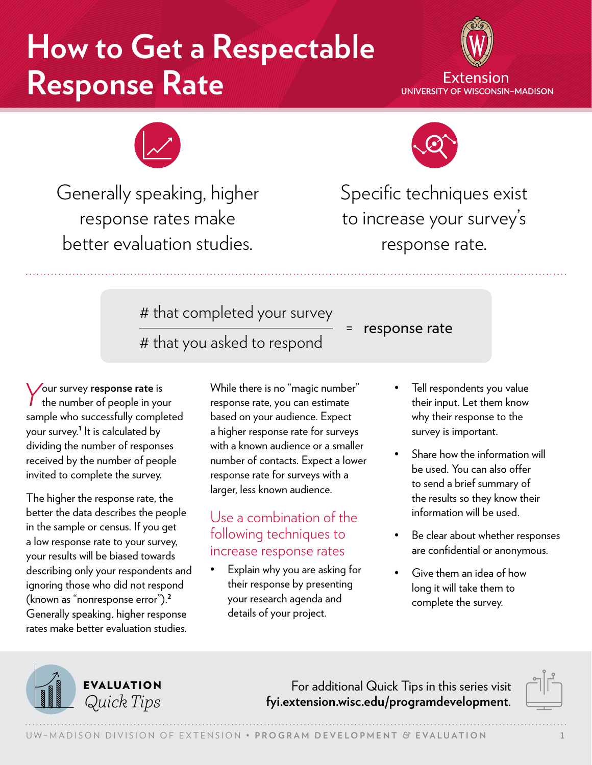# How to Get a Respectable Response Rate

Extension
UNIVERSITY OF WISCONSIN–MADISON

Generally speaking, higher response rates make better evaluation studies.

Specific techniques exist to increase your survey's response rate.

$$\frac{\text{\# that completed your survey}}{\text{\# that you asked to respond}} = \text{response rate}$$

Your survey **response rate** is the number of people in your sample who successfully completed your survey.[1] It is calculated by dividing the number of responses received by the number of people invited to complete the survey.

The higher the response rate, the better the data describes the people in the sample or census. If you get a low response rate to your survey, your results will be biased towards describing only your respondents and ignoring those who did not respond (known as "nonresponse error").[2] Generally speaking, higher response rates make better evaluation studies.

While there is no "magic number" response rate, you can estimate based on your audience. Expect a higher response rate for surveys with a known audience or a smaller number of contacts. Expect a lower response rate for surveys with a larger, less known audience.

## Use a combination of the following techniques to increase response rates

- Explain why you are asking for their response by presenting your research agenda and details of your project.
- Tell respondents you value their input. Let them know why their response to the survey is important.
- Share how the information will be used. You can also offer to send a brief summary of the results so they know their information will be used.
- Be clear about whether responses are confidential or anonymous.
- Give them an idea of how long it will take them to complete the survey.

**EVALUATION** *Quick Tips*

For additional Quick Tips in this series visit **fyi.extension.wisc.edu/programdevelopment**.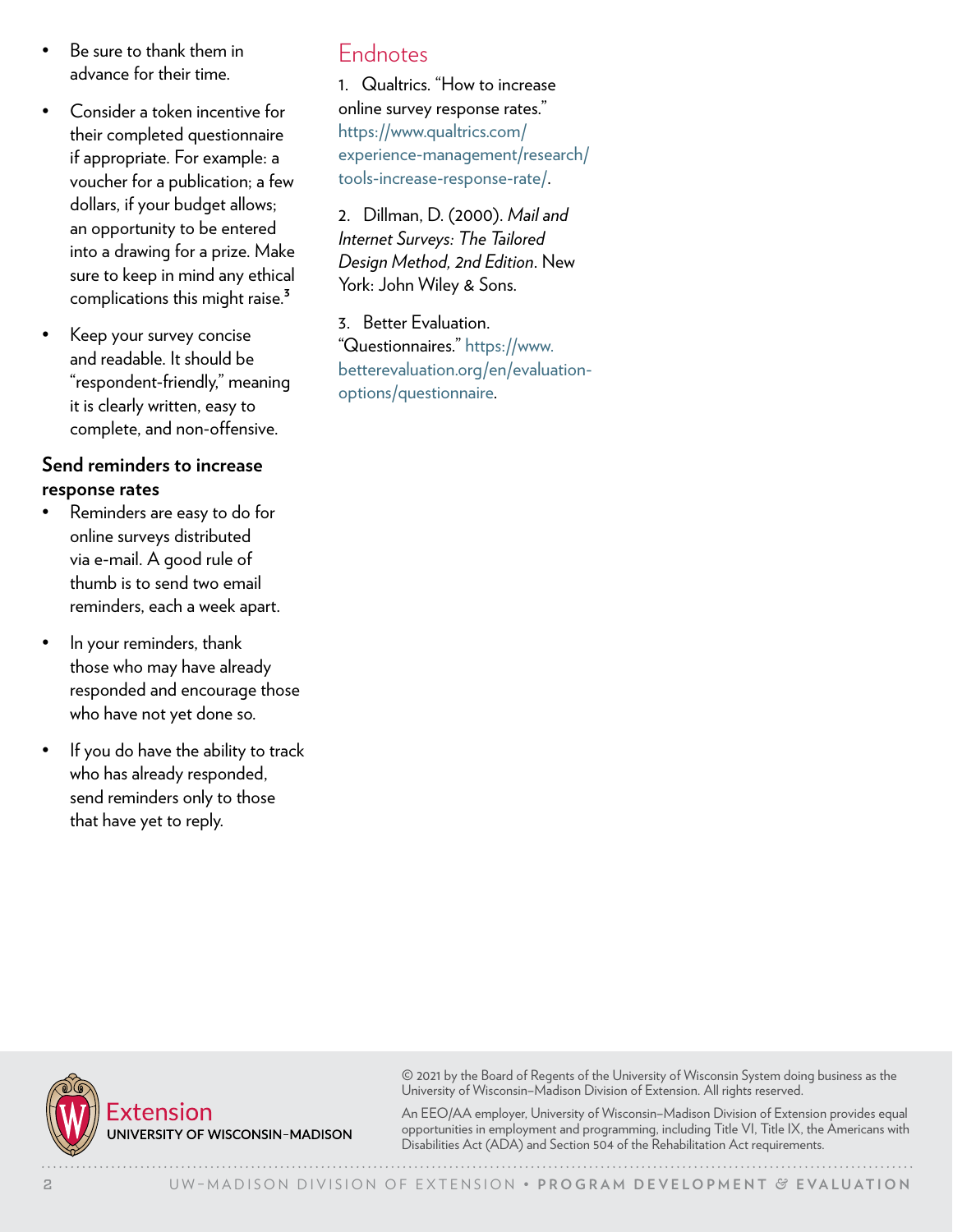- Be sure to thank them in advance for their time.
- Consider a token incentive for their completed questionnaire if appropriate. For example: a voucher for a publication; a few dollars, if your budget allows; an opportunity to be entered into a drawing for a prize. Make sure to keep in mind any ethical complications this might raise.[3]
- Keep your survey concise and readable. It should be "respondent-friendly," meaning it is clearly written, easy to complete, and non-offensive.

**Send reminders to increase response rates**

- Reminders are easy to do for online surveys distributed via e-mail. A good rule of thumb is to send two email reminders, each a week apart.
- In your reminders, thank those who may have already responded and encourage those who have not yet done so.
- If you do have the ability to track who has already responded, send reminders only to those that have yet to reply.

## Endnotes

1. Qualtrics. "How to increase online survey response rates." https://www.qualtrics.com/experience-management/research/tools-increase-response-rate/.
2. Dillman, D. (2000). *Mail and Internet Surveys: The Tailored Design Method, 2nd Edition*. New York: John Wiley & Sons.
3. Better Evaluation. "Questionnaires." https://www.betterevaluation.org/en/evaluation-options/questionnaire.

Extension
UNIVERSITY OF WISCONSIN–MADISON

© 2021 by the Board of Regents of the University of Wisconsin System doing business as the University of Wisconsin–Madison Division of Extension. All rights reserved.

An EEO/AA employer, University of Wisconsin–Madison Division of Extension provides equal opportunities in employment and programming, including Title VI, Title IX, the Americans with Disabilities Act (ADA) and Section 504 of the Rehabilitation Act requirements.